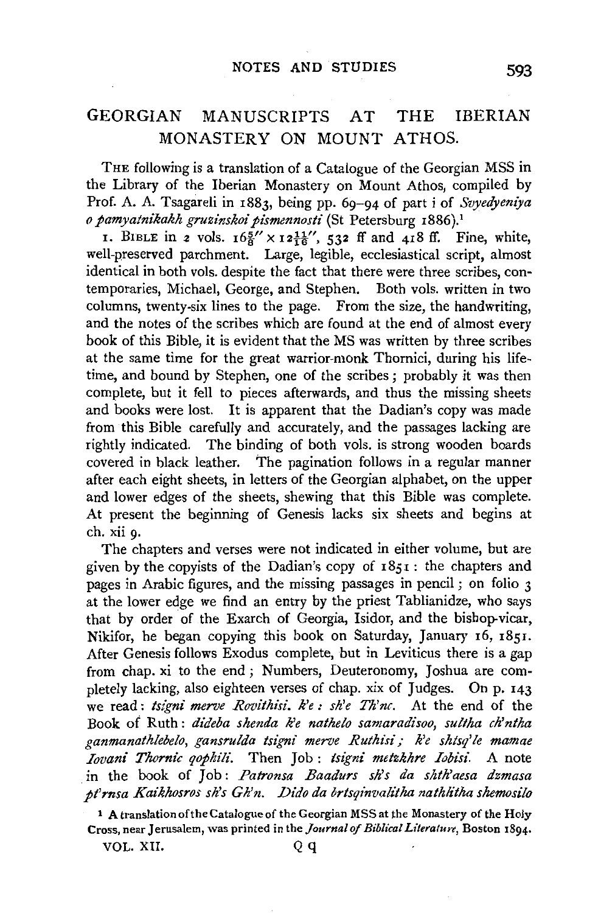# GEORGIAN MANUSCRIPTS AT THE IBERIAN MONASTERY ON MOUNT ATHOS.

THE following is a translation of a Catalogue of the Georgian MSS in the Library of the Iberian Monastery on Mount Athos, compiled by Prof. A. A. Tsagareli in 1883, being pp. 69–94 of part i of *Svyedyeniya o pamyatnikakh gruzinskoi pismennosti* (St Petersburg 1886).[1]

1. BIBLE in 2 vols. $16\frac{5}{8}'' \times 12\frac{11}{16}''$, 532 ff and 418 ff. Fine, white, well-preserved parchment. Large, legible, ecclesiastical script, almost identical in both vols. despite the fact that there were three scribes, contemporaries, Michael, George, and Stephen. Both vols. written in two columns, twenty-six lines to the page. From the size, the handwriting, and the notes of the scribes which are found at the end of almost every book of this Bible, it is evident that the MS was written by three scribes at the same time for the great warrior-monk Thornici, during his lifetime, and bound by Stephen, one of the scribes; probably it was then complete, but it fell to pieces afterwards, and thus the missing sheets and books were lost. It is apparent that the Dadian's copy was made from this Bible carefully and accurately, and the passages lacking are rightly indicated. The binding of both vols. is strong wooden boards covered in black leather. The pagination follows in a regular manner after each eight sheets, in letters of the Georgian alphabet, on the upper and lower edges of the sheets, shewing that this Bible was complete. At present the beginning of Genesis lacks six sheets and begins at ch. xii 9.

The chapters and verses were not indicated in either volume, but are given by the copyists of the Dadian's copy of 1851: the chapters and pages in Arabic figures, and the missing passages in pencil; on folio 3 at the lower edge we find an entry by the priest Tablianidze, who says that by order of the Exarch of Georgia, Isidor, and the bishop-vicar, Nikifor, he began copying this book on Saturday, January 16, 1851. After Genesis follows Exodus complete, but in Leviticus there is a gap from chap. xi to the end; Numbers, Deuteronomy, Joshua are completely lacking, also eighteen verses of chap. xix of Judges. On p. 143 we read: *tsigni merve Rovithisi. k'e : sh'e Th'nc.* At the end of the Book of Ruth: *dideba shenda k'e nathelo samaradisoo, sultha ch'ntha ganmanathlebelo, gansrulda tsigni merve Ruthisi; k'e shisq'le mamae Iovani Thornic qophili.* Then Job: *tsigni metzkhre Iobisi.* A note in the book of Job: *Patronsa Baadurs sh's da shth'aesa dzmasa pt'rnsa Kaikhosros sh's Gh'n. Dido da brtsqinvalitha nathlitha shemosilo*

[1] A translation of the Catalogue of the Georgian MSS at the Monastery of the Holy Cross, near Jerusalem, was printed in the *Journal of Biblical Literature*, Boston 1894.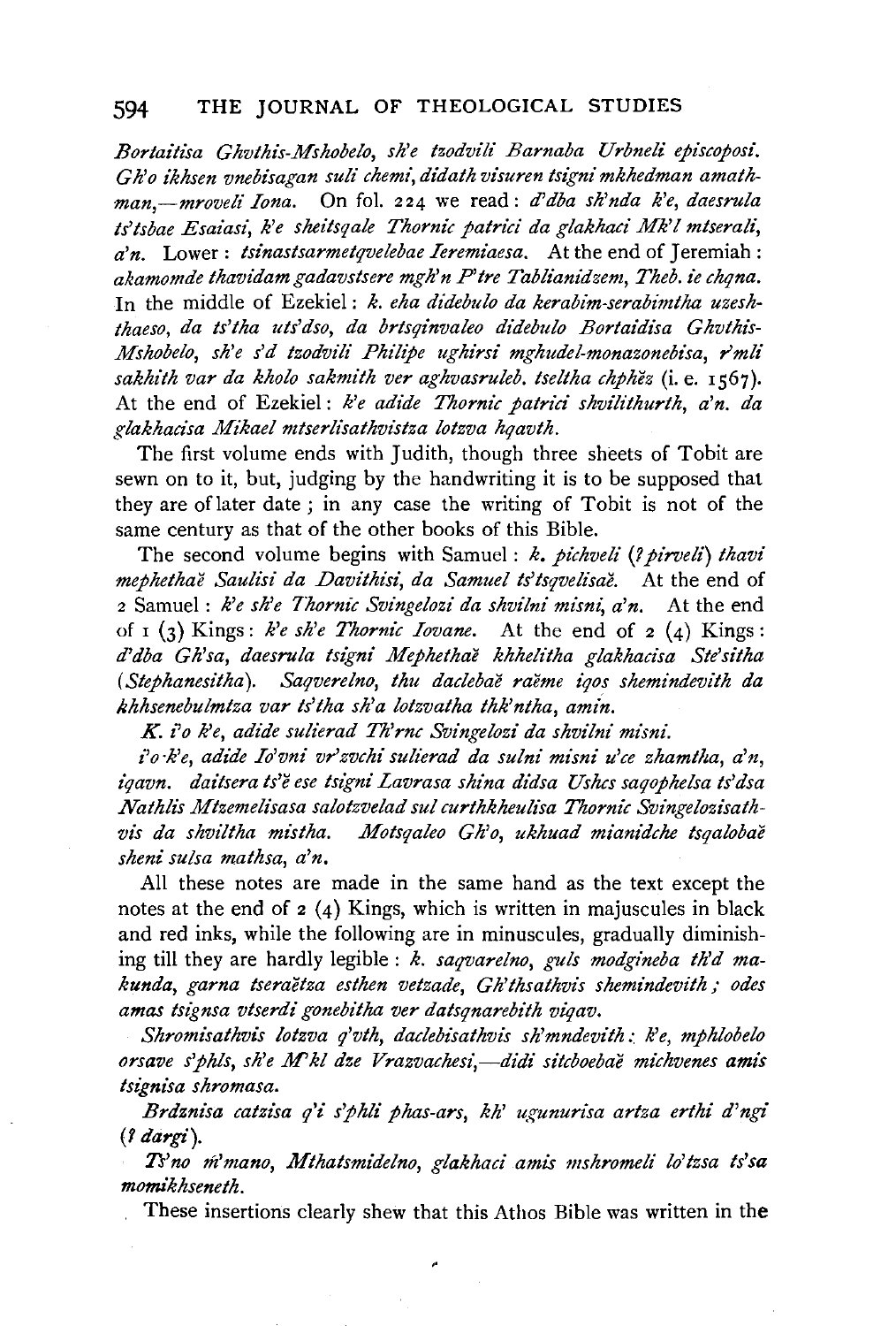*Bortaitisa Ghvthis-Mshobelo, sh'e tzodvili Barnaba Urbneli episcoposi. Gh'o ikhsen vnebisagan suli chemi, didath visuren tsigni mkhedman amathman,—mroveli Iona.* On fol. 224 we read: *d'dba sh'nda k'e, daesrula ts'tsbae Esaiasi, k'e sheitsqale Thornic patrici da glakhaci Mk'l mtserali, a'n.* Lower: *tsinastsarmetqvelebae Ieremiaesa.* At the end of Jeremiah: *akamomde thavidam gadavstsere mgh'n P'tre Tablianidzem, Theb. ie chqna.* In the middle of Ezekiel: *k. eha didebulo da kerabim-serabimtha uzeshthaeso, da ts'tha uts'dso, da brtsqinvaleo didebulo Bortaidisa Ghvthis-Mshobelo, sh'e s'd tzodvili Philipe ughirsi mghudel-monazonebisa, r'mli sakhith var da kholo sakmith ver aghvasruleb. tseltha chphĕz* (i. e. 1567). At the end of Ezekiel: *k'e adide Thornic patrici shvilithurth, a'n. da glakhacisa Mikael mtserlisathvistza lotzva hqavth.*

The first volume ends with Judith, though three sheets of Tobit are sewn on to it, but, judging by the handwriting it is to be supposed that they are of later date; in any case the writing of Tobit is not of the same century as that of the other books of this Bible.

The second volume begins with Samuel: *k. pichveli* (*? pirveli*) *thavi mephethaĕ Saulisi da Davithisi, da Samuel ts'tsqvelisaĕ.* At the end of 2 Samuel: *k'e sh'e Thornic Svingelozi da shvilni misni, a'n.* At the end of 1 (3) Kings: *k'e sh'e Thornic Iovane.* At the end of 2 (4) Kings: *d'dba Gh'sa, daesrula tsigni Mephethaĕ khhelitha glakhacisa Ste'sitha* (*Stephanesitha*). *Saqverelno, thu daclebaĕ raĕme iqos shemindevith da khhsenebulmtza var ts'tha sh'a lotzvatha thk'ntha, amin.*

*K. i'o k'e, adide sulierad Th'rnc Svingelozi da shvilni misni.*

*i'o·k'e, adide Io'vni vr'zvchi sulierad da sulni misni u'ce zhamtha, a'n, iqavn. daitsera ts'ĕ ese tsigni Lavrasa shina didsa Ushcs saqophelsa ts'dsa Nathlis Mtzemelisasa salotzvelad sul curthkheulisa Thornic Svingelozisathvis da shviltha mistha. Motsqaleo Gh'o, ukhuad mianidche tsqalobaĕ sheni sulsa mathsa, a'n.*

All these notes are made in the same hand as the text except the notes at the end of 2 (4) Kings, which is written in majuscules in black and red inks, while the following are in minuscules, gradually diminishing till they are hardly legible: *k. saqvarelno, guls modgineba th'd makunda, garna tseraĕtza esthen vetzade, Gh'thsathvis shemindevith; odes amas tsignsa vtserdi gonebitha ver datsqnarebith viqav.*

*Shromisathvis lotzva q'vth, daclebisathvis sh'mndevith: k'e, mphlobelo orsave s'phls, sh'e M'kl dze Vrazvachesi,—didi sitcboebaĕ michvenes amis tsignisa shromasa.*

*Brdznisa catzisa q'i s'phli phas-ars, kh' ugunurisa artza erthi d'ngi* (*? dargi*).

*Ts'no m'mano, Mthatsmidelno, glakhaci amis mshromeli lo'tzsa ts'sa momikhseneth.*

These insertions clearly shew that this Athos Bible was written in the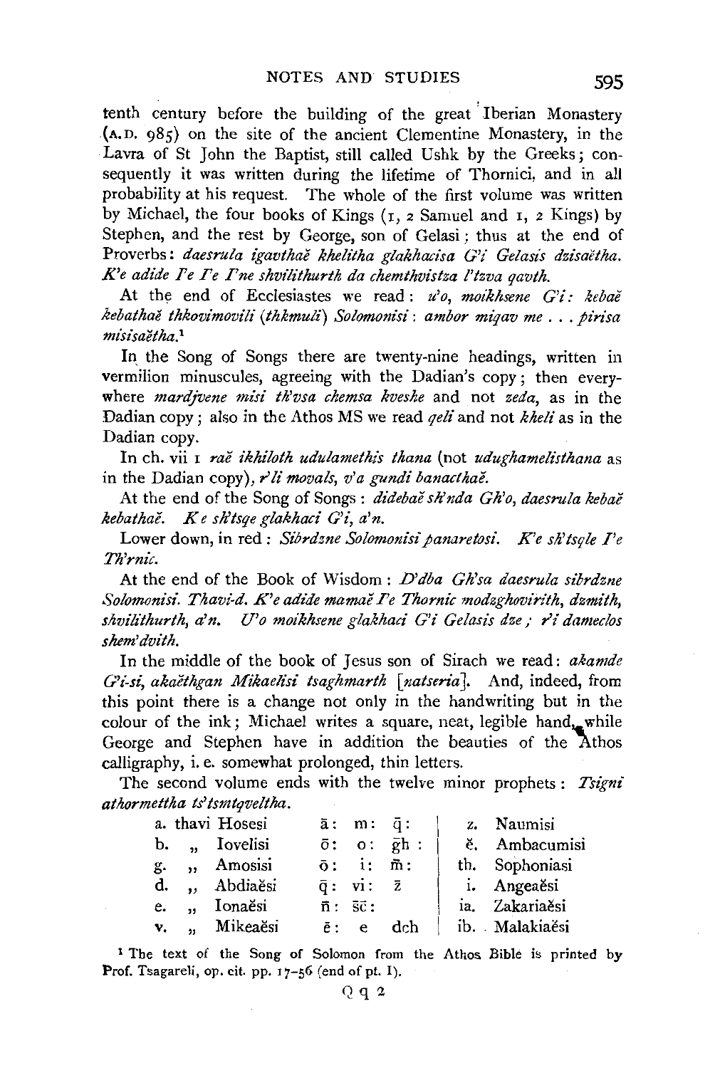tenth century before the building of the great Iberian Monastery (A.D. 985) on the site of the ancient Clementine Monastery, in the Lavra of St John the Baptist, still called Ushk by the Greeks; consequently it was written during the lifetime of Thornici, and in all probability at his request. The whole of the first volume was written by Michael, the four books of Kings (1, 2 Samuel and 1, 2 Kings) by Stephen, and the rest by George, son of Gelasi; thus at the end of Proverbs: *daesrula igavthaĕ khelitha glakhacisa G'i Gelasis dzisaĕtha. K'e adide Γe Γe Γne shvilithurth da chemthvistza l'tzva qavth.*

At the end of Ecclesiastes we read: *u'o, moikhsene G'i: kebaĕ kebathaĕ thkovimovili (thkmuli) Solomonisi: ambor miqav me . . . pirisa misisaĕtha.*[1]

In the Song of Songs there are twenty-nine headings, written in vermilion minuscules, agreeing with the Dadian's copy; then everywhere *mardjvene misi th'vsa chemsa kveshe* and not *zeda*, as in the Dadian copy; also in the Athos MS we read *qeli* and not *kheli* as in the Dadian copy.

In ch. vii 1 *raĕ ikhiloth udulamethis thana* (not *udughamelisthana* as in the Dadian copy), *r'li movals, v'a gundi banacthaĕ.*

At the end of the Song of Songs: *didebaĕ sh'nda Gh'o, daesrula kebaĕ kebathaĕ. K e sh'tsqe glakhaci G'i, a'n.*

Lower down, in red: *Sibrdzne Solomonisi panaretosi. K'e sh'tsqle Γe Th'rnic.*

At the end of the Book of Wisdom: *D'dba Gh'sa daesrula sibrdzne Solomonisi. Thavi-d. K'e adide mamaĕ Γe Thornic modzghovirith, dzmith, shvilithurth, a'n. U'o moikhsene glakhaci G'i Gelasis dze; r'i dameclos shem'dvith.*

In the middle of the book of Jesus son of Sirach we read: *akamde G'i-si, akaĕthgan Mikaelisi tsaghmarth* [*natseria*]. And, indeed, from this point there is a change not only in the handwriting but in the colour of the ink; Michael writes a square, neat, legible hand, while George and Stephen have in addition the beauties of the Athos calligraphy, i. e. somewhat prolonged, thin letters.

The second volume ends with the twelve minor prophets: *Tsigni athormettha ts'tsmtqveltha.*

| | | | | |
|---|---|---|---|---|
| a. thavi Hosesi | ā: m: q̄: | | z. | Naumisi |
| b. „ Iovelisi | ō: o: gh̄: | | ĕ. | Ambacumisi |
| g. „ Amosisi | ō: i: m̄: | | th. | Sophoniasi |
| d. „ Abdiaĕsi | q̄: vi: z̄ | | i. | Angeaĕsi |
| e. „ Ionaĕsi | n̄: sc̄: | | ia. | Zakariaĕsi |
| v. „ Mikeaĕsi | ē: e | dch | ib. | Malakiaĕsi |

[1] The text of the Song of Solomon from the Athos Bible is printed by Prof. Tsagareli, op. cit. pp. 17–56 (end of pt. I).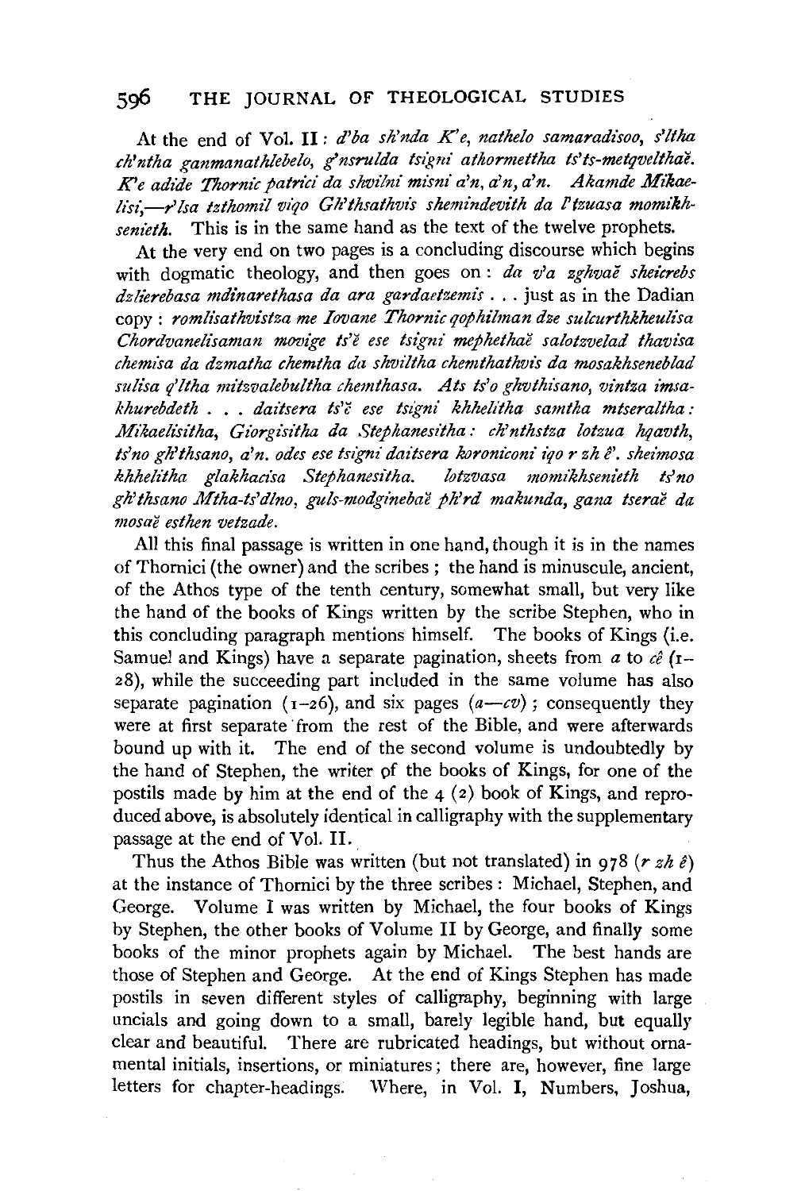At the end of Vol. II: *d'ba sh'nda K'e, nathelo samaradisoo, s'ltha ch'ntha ganmanathlebelo, g'nsrulda tsigni athormettha ts'ts-metqvelthaĕ. K'e adide Thornic patrici da shvilni misni a'n, a'n, a'n. Akamde Mikaelisi,—r'lsa tzthomil viqo Gh'thsathvis shemindevith da l'tzuasa momikhsenieth.* This is in the same hand as the text of the twelve prophets.

At the very end on two pages is a concluding discourse which begins with dogmatic theology, and then goes on: *da v'a zghvaĕ sheicrebs dzlierebasa mdinarethasa da ara gardaetzemis* . . . just as in the Dadian copy: *romlisathvistza me Iovane Thornic qophilman dze sulcurthkheulisa Chordvanelisaman movige ts'ĕ ese tsigni mephethaĕ salotzvelad thavisa chemisa da dzmatha chemtha da shviltha chemthathvis da mosakhseneblad sulisa q'ltha mitzvalebultha chemthasa. Ats ts'o ghvthisano, vintza imsakhurebdeth . . . daitsera ts'ĕ ese tsigni khhelitha samtha mtseraltha: Mikaelisitha, Giorgisitha da Stephanesitha: ch'nthstza lotzua hqavth, ts'no gh'thsano, a'n. odes ese tsigni daitsera koroniconi iqo r zh ĕ'. sheimosa khhelitha glakhacisa Stephanesitha. lotzvasa momikhsenieth ts'no gh'thsano Mtha-ts'dlno, guls-modginebaĕ ph'rd makunda, gana tseraĕ da mosaĕ esthen vetzade.*

All this final passage is written in one hand, though it is in the names of Thornici (the owner) and the scribes; the hand is minuscule, ancient, of the Athos type of the tenth century, somewhat small, but very like the hand of the books of Kings written by the scribe Stephen, who in this concluding paragraph mentions himself. The books of Kings (i.e. Samuel and Kings) have a separate pagination, sheets from *a* to *cê* (1–28), while the succeeding part included in the same volume has also separate pagination (1–26), and six pages (*a*—*cv*); consequently they were at first separate from the rest of the Bible, and were afterwards bound up with it. The end of the second volume is undoubtedly by the hand of Stephen, the writer of the books of Kings, for one of the postils made by him at the end of the 4 (2) book of Kings, and reproduced above, is absolutely identical in calligraphy with the supplementary passage at the end of Vol. II.

Thus the Athos Bible was written (but not translated) in 978 (*r zh ê*) at the instance of Thornici by the three scribes: Michael, Stephen, and George. Volume I was written by Michael, the four books of Kings by Stephen, the other books of Volume II by George, and finally some books of the minor prophets again by Michael. The best hands are those of Stephen and George. At the end of Kings Stephen has made postils in seven different styles of calligraphy, beginning with large uncials and going down to a small, barely legible hand, but equally clear and beautiful. There are rubricated headings, but without ornamental initials, insertions, or miniatures; there are, however, fine large letters for chapter-headings. Where, in Vol. I, Numbers, Joshua,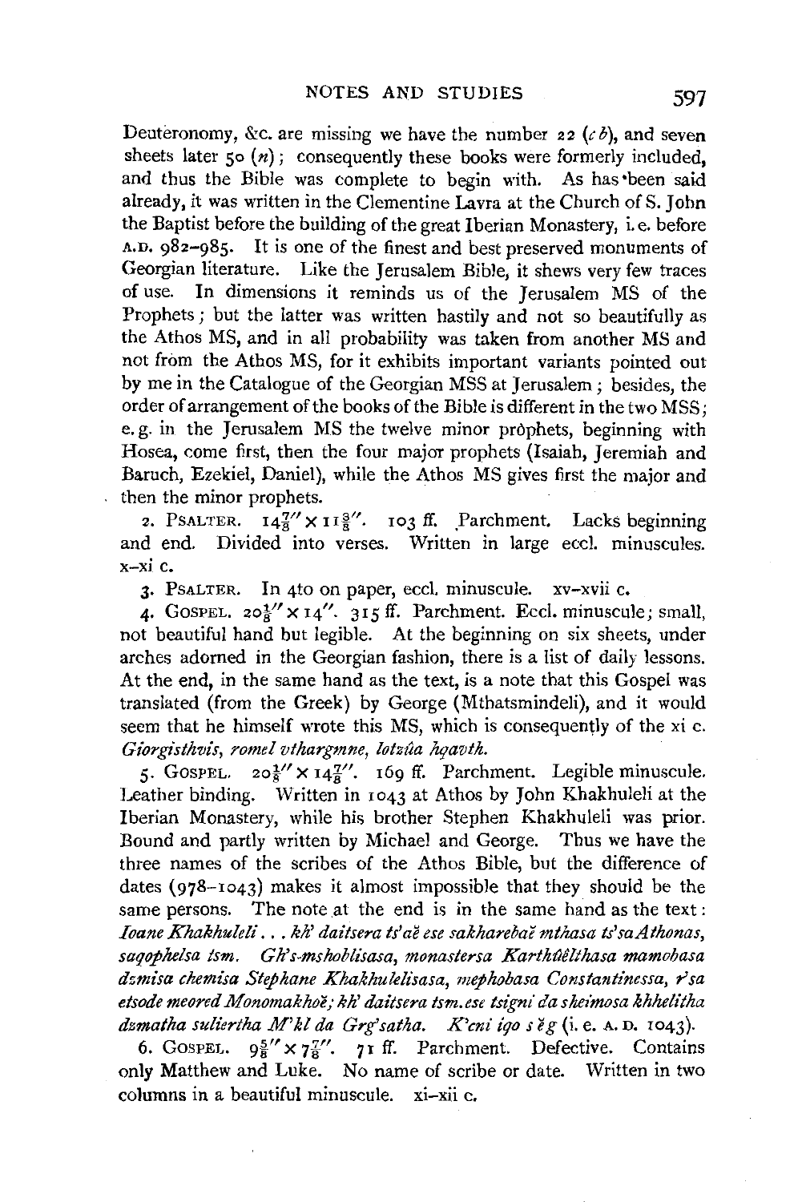Deuteronomy, &c. are missing we have the number 22 (*c b*), and seven sheets later 50 (*n*); consequently these books were formerly included, and thus the Bible was complete to begin with. As has been said already, it was written in the Clementine Lavra at the Church of S. John the Baptist before the building of the great Iberian Monastery, i.e. before A.D. 982–985. It is one of the finest and best preserved monuments of Georgian literature. Like the Jerusalem Bible, it shews very few traces of use. In dimensions it reminds us of the Jerusalem MS of the Prophets; but the latter was written hastily and not so beautifully as the Athos MS, and in all probability was taken from another MS and not from the Athos MS, for it exhibits important variants pointed out by me in the Catalogue of the Georgian MSS at Jerusalem; besides, the order of arrangement of the books of the Bible is different in the two MSS; e.g. in the Jerusalem MS the twelve minor prophets, beginning with Hosea, come first, then the four major prophets (Isaiah, Jeremiah and Baruch, Ezekiel, Daniel), while the Athos MS gives first the major and then the minor prophets.

2. PSALTER. $14\frac{7}{8}'' \times 11\frac{3}{8}''$. 103 ff. Parchment. Lacks beginning and end. Divided into verses. Written in large eccl. minuscules. x–xi c.

3. PSALTER. In 4to on paper, eccl. minuscule. xv–xvii c.

4. GOSPEL. $20\frac{1}{8}'' \times 14''$. 315 ff. Parchment. Eccl. minuscule; small, not beautiful hand but legible. At the beginning on six sheets, under arches adorned in the Georgian fashion, there is a list of daily lessons. At the end, in the same hand as the text, is a note that this Gospel was translated (from the Greek) by George (Mthatsmindeli), and it would seem that he himself wrote this MS, which is consequently of the xi c. *Giorgisthvis, romel vthargmne, lotzûa hqavth.*

5. GOSPEL. $20\frac{1}{8}'' \times 14\frac{7}{8}''$. 169 ff. Parchment. Legible minuscule. Leather binding. Written in 1043 at Athos by John Khakhuleli at the Iberian Monastery, while his brother Stephen Khakhuleli was prior. Bound and partly written by Michael and George. Thus we have the three names of the scribes of the Athos Bible, but the difference of dates (978–1043) makes it almost impossible that they should be the same persons. The note at the end is in the same hand as the text: *Ioane Khakhuleli . . . kh' daitsera ts'aĕ ese sakharebaĭ mthasa ts'sa Athonas, saqophelsa tsm. Gh's-mshoblisasa, monastersa Karthûĕlthasa mamobasa dzmisa chemisa Stephane Khakhulelisasa, mephobasa Constantinessa, r'sa etsode meored Monomakhoĕ; kh' daitsera tsm. ese tsigni da sheimosa khhelitha dzmatha suliertha M'kl da Grg'satha. K'cni iqo s ĕ g* (i.e. A.D. 1043).

6. GOSPEL. $9\frac{5}{8}'' \times 7\frac{7}{8}''$. 71 ff. Parchment. Defective. Contains only Matthew and Luke. No name of scribe or date. Written in two columns in a beautiful minuscule. xi–xii c.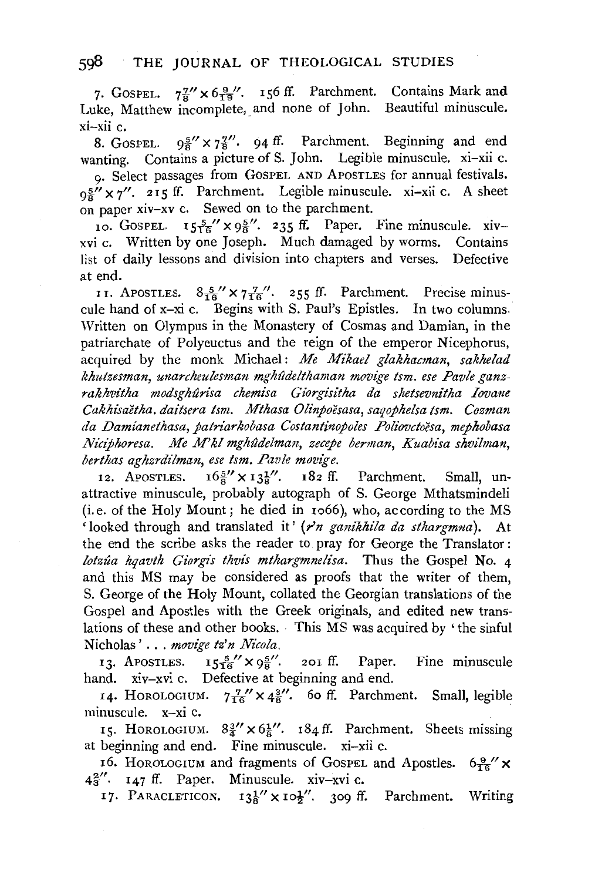7. Gospel. $7\frac{7}{8}'' \times 6\frac{9}{16}''$. 156 ff. Parchment. Contains Mark and Luke, Matthew incomplete, and none of John. Beautiful minuscule. xi–xii c.

8. Gospel. $9\frac{5}{8}'' \times 7\frac{7}{8}''$. 94 ff. Parchment. Beginning and end wanting. Contains a picture of S. John. Legible minuscule. xi–xii c.

9. Select passages from Gospel and Apostles for annual festivals. $9\frac{5}{8}'' \times 7''$. 215 ff. Parchment. Legible minuscule. xi–xii c. A sheet on paper xiv–xv c. Sewed on to the parchment.

10. Gospel. $15\frac{5}{16}'' \times 9\frac{5}{8}''$. 235 ff. Paper. Fine minuscule. xiv–xvi c. Written by one Joseph. Much damaged by worms. Contains list of daily lessons and division into chapters and verses. Defective at end.

11. Apostles. $8\frac{5}{16}'' \times 7\frac{7}{16}''$. 255 ff. Parchment. Precise minuscule hand of x–xi c. Begins with S. Paul's Epistles. In two columns. Written on Olympus in the Monastery of Cosmas and Damian, in the patriarchate of Polyeuctus and the reign of the emperor Nicephorus, acquired by the monk Michael: *Me Mikael glakhacman, sakhelad khutzesman, unarcheulesman mghûdelthaman movige tsm. ese Pavle ganzrakhvitha modsghûrisa chemisa Giorgisitha da shetsevnitha Iovane Cakhisaëtha. daitsera tsm. Mthasa Olinpoësasa, saqophelsa tsm. Cozman da Damianethasa, patriarkobasa Costantinopoles Poliovctoësa, mephobasa Niciphoresa. Me M'kl mghûdelman, zecepe berman, Kuabisa shvilman, berthas aghzrdilman, ese tsm. Pavle movige.*

12. Apostles. $16\frac{5}{8}'' \times 13\frac{1}{8}''$. 182 ff. Parchment. Small, unattractive minuscule, probably autograph of S. George Mthatsmindeli (i.e. of the Holy Mount; he died in 1066), who, according to the MS 'looked through and translated it' (*r'n ganikhila da sthargmna*). At the end the scribe asks the reader to pray for George the Translator: *lotzûa hqavth Giorgis thvis mthargmnelisa*. Thus the Gospel No. 4 and this MS may be considered as proofs that the writer of them, S. George of the Holy Mount, collated the Georgian translations of the Gospel and Apostles with the Greek originals, and edited new translations of these and other books. This MS was acquired by 'the sinful Nicholas' . . . *movige tz'n Nicola*.

13. Apostles. $15\frac{5}{16}'' \times 9\frac{5}{8}''$. 201 ff. Paper. Fine minuscule hand. xiv–xvi c. Defective at beginning and end.

14. Horologium. $7\frac{7}{16}'' \times 4\frac{3}{8}''$. 60 ff. Parchment. Small, legible minuscule. x–xi c.

15. Horologium. $8\frac{3}{4}'' \times 6\frac{1}{8}''$. 184 ff. Parchment. Sheets missing at beginning and end. Fine minuscule. xi–xii c.

16. Horologium and fragments of Gospel and Apostles. $6\frac{9}{16}'' \times 4\frac{3}{8}''$. 147 ff. Paper. Minuscule. xiv–xvi c.

17. Paracleticon. $13\frac{1}{8}'' \times 10\frac{1}{2}''$. 309 ff. Parchment. Writing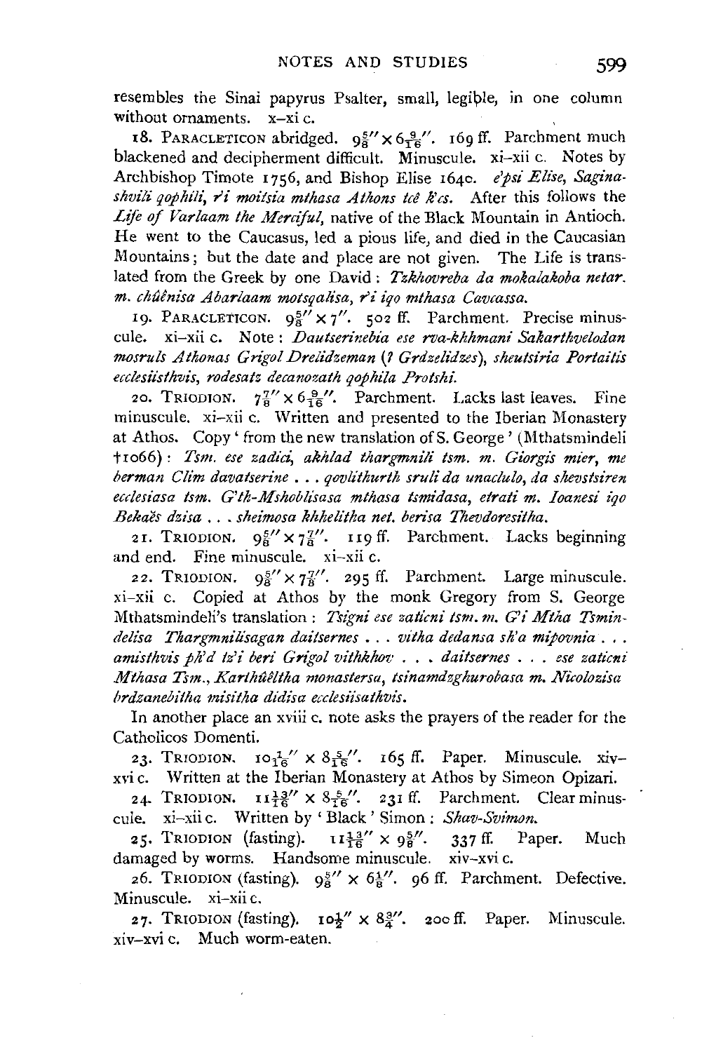resembles the Sinai papyrus Psalter, small, legible, in one column without ornaments. x–xi c.

18. PARACLETICON abridged. $9\frac{5}{8}'' \times 6\frac{9}{16}''$. 169 ff. Parchment much blackened and decipherment difficult. Minuscule. xi–xii c. Notes by Archbishop Timote 1756, and Bishop Elise 1640. *e'psi Elise, Saginashvili qophili, r'i moitsia mthasa Athons tcê k'cs.* After this follows the *Life of Varlaam the Merciful*, native of the Black Mountain in Antioch. He went to the Caucasus, led a pious life, and died in the Caucasian Mountains; but the date and place are not given. The Life is translated from the Greek by one David: *Tzkhovreba da mokalakoba netar. m. chûênisa Abarlaam motsqalisa, r'i iqo mthasa Caucassa.*

19. PARACLETICON. $9\frac{5}{8}'' \times 7''$. 502 ff. Parchment. Precise minuscule. xi–xii c. Note: *Dautserinebia ese rva-khhmani Sakarthvelodan mosruls Athonas Grigol Drelidzeman (? Grdzelidzes), sheutsiria Portaitis ecclesiisthvis, rodesatz decanozath qophila Protshi.*

20. TRIODION. $7\frac{7}{8}'' \times 6\frac{9}{16}''$. Parchment. Lacks last leaves. Fine minuscule. xi–xii c. Written and presented to the Iberian Monastery at Athos. Copy 'from the new translation of S. George' (Mthatsmindeli †1066): *Tsm. ese zadici, akhlad thargmnili tsm. m. Giorgis mier, me berman Clim davatserine . . . qovlithurth sruli da unaclulo, da shevstsiren ecclesiasa tsm. G'th-Mshoblisasa mthasa tsmidasa, etrati m. Ioanesi iqo Bekaës dzisa . . . sheimosa khhelitha net. berisa Thevdoresitha.*

21. TRIODION. $9\frac{5}{8}'' \times 7\frac{7}{8}''$. 119 ff. Parchment. Lacks beginning and end. Fine minuscule. xi–xii c.

22. TRIODION. $9\frac{5}{8}'' \times 7\frac{7}{8}''$. 295 ff. Parchment. Large minuscule. xi–xii c. Copied at Athos by the monk Gregory from S. George Mthatsmindeli's translation: *Tsigni ese zaticni tsm. m. G'i Mtha Tsmindelisa Thargmnilisagan daitsernes . . . vitha dedansa sk'a mipovnia . . . amisthvis pk'd tz'i beri Grigol vithkhov . . . daitsernes . . . ese zaticni Mthasa Tsm., Karthûêltha monastersa, tsinamdzghurobasa m. Nicolozisa brdzanebitha misitha didisa ecclesiisathvis.*

In another place an xviii c. note asks the prayers of the reader for the Catholicos Domenti.

23. TRIODION. $10\frac{1}{16}'' \times 8\frac{5}{16}''$. 165 ff. Paper. Minuscule. xiv–xvi c. Written at the Iberian Monastery at Athos by Simeon Opizari.

24. TRIODION. $11\frac{13}{16}'' \times 8\frac{5}{16}''$. 231 ff. Parchment. Clear minuscule. xi–xii c. Written by 'Black' Simon: *Shav-Svimon.*

25. TRIODION (fasting). $11\frac{13}{16}'' \times 9\frac{5}{8}''$. 337 ff. Paper. Much damaged by worms. Handsome minuscule. xiv–xvi c.

26. TRIODION (fasting). $9\frac{5}{8}'' \times 6\frac{1}{8}''$. 96 ff. Parchment. Defective. Minuscule. xi–xii c.

27. TRIODION (fasting). $10\frac{1}{2}'' \times 8\frac{3}{4}''$. 200 ff. Paper. Minuscule. xiv–xvi c. Much worm-eaten.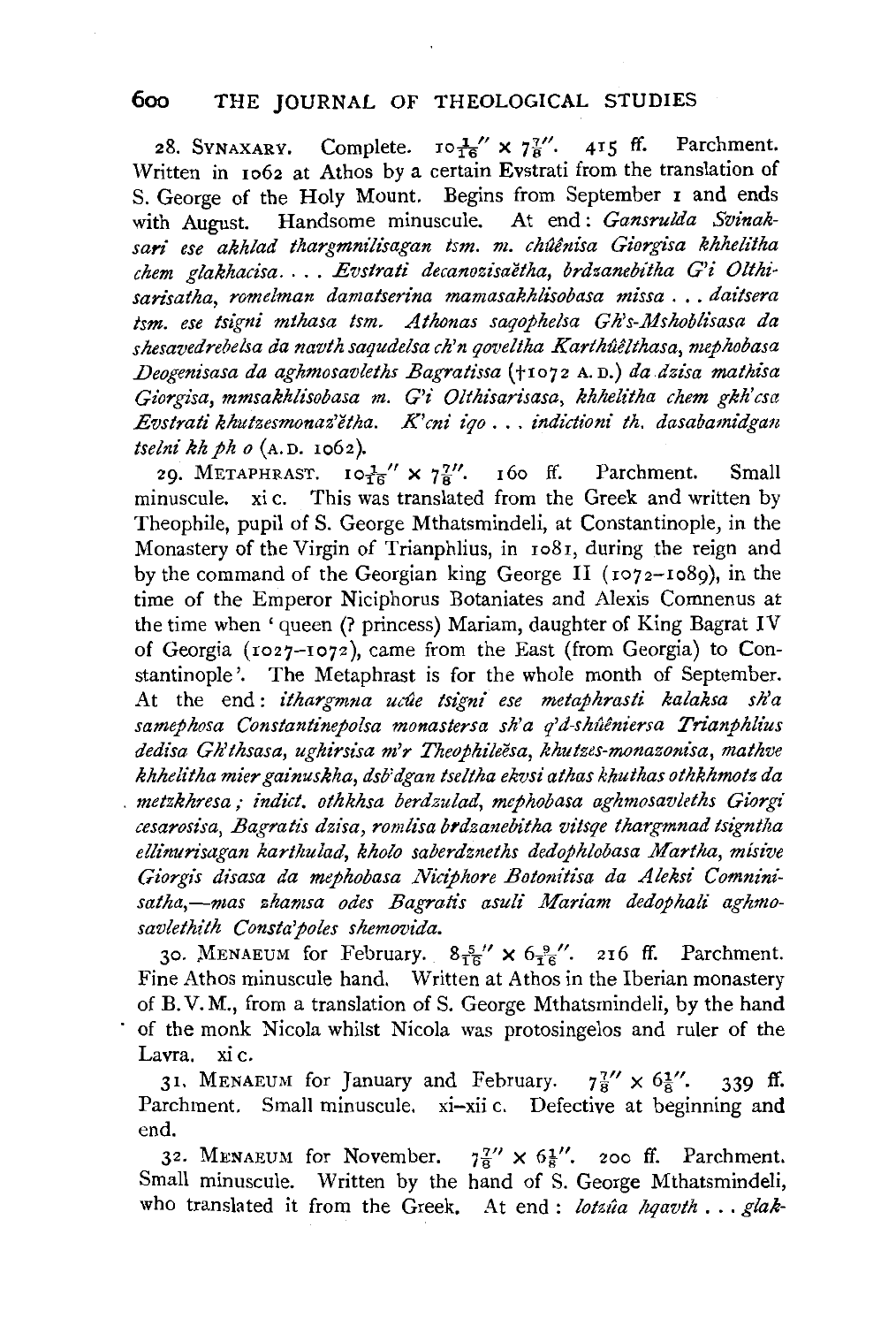28. SYNAXARY. Complete. $10\frac{1}{16}'' \times 7\frac{7}{8}''$. 415 ff. Parchment. Written in 1062 at Athos by a certain Evstrati from the translation of S. George of the Holy Mount. Begins from September 1 and ends with August. Handsome minuscule. At end: *Gansrulda Svinaksari ese akhlad thargmnilisagan tsm. m. chûênisa Giorgisa khhelitha chem glakhacisa. . . . Evstrati decanozisaëtha, brdzanebitha G'i Olthisarisatha, romelman damatserina mamasakhlisobasa missa . . . daitsera tsm. ese tsigni mthasa tsm. Athonas saqophelsa Gh's-Mshoblisasa da shesavedrebelsa da navth saqudelsa ch'n qoveltha Karthûêlthasa, mephobasa Deogenisasa da aghmosavleths Bagratissa* († 1072 A.D.) *da dzisa mathisa Giorgisa, mmsakhlisobasa m. G'i Olthisarisasa, khhelitha chem gkh'csa Evstrati khutzesmonaz'ëtha. K'cni iqo . . . indictioni th. dasabamidgan tselni kh ph o* (A.D. 1062).

29. METAPHRAST. $10\frac{1}{16}'' \times 7\frac{7}{8}''$. 160 ff. Parchment. Small minuscule. xi c. This was translated from the Greek and written by Theophile, pupil of S. George Mthatsmindeli, at Constantinople, in the Monastery of the Virgin of Trianphlius, in 1081, during the reign and by the command of the Georgian king George II (1072–1089), in the time of the Emperor Niciphorus Botaniates and Alexis Comnenus at the time when 'queen (? princess) Mariam, daughter of King Bagrat IV of Georgia (1027–1072), came from the East (from Georgia) to Constantinople'. The Metaphrast is for the whole month of September. At the end: *ithargmna ucûe tsigni ese metaphrasti kalaksa sh'a samephosa Constantinepolsa monastersa sh'a q'd-shûêniersa Trianphlius dedisa Gh'thsasa, ughirsisa m'r Theophileësa, khutzes-monazonisa, mathve khhelitha mier gainuskha, dsb'dgan tseltha ekvsi athas khuthas othkhmotz da metzkhresa; indict. othkhsa berdzulad, mephobasa aghmosavleths Giorgi cesarosisa, Bagratis dzisa, romlisa brdzanebitha vitsqe thargmnad tsigntha ellinurisagan karthulad, kholo saberdzneths dedophlobasa Martha, misive Giorgis disasa da mephobasa Niciphore Botonitisa da Aleksi Comninisatha,—mas zhamsa odes Bagratis asuli Mariam dedophali aghmosavlethith Consta'poles shemovida.*

30. MENAEUM for February. $8\frac{5}{16}'' \times 6\frac{9}{16}''$. 216 ff. Parchment. Fine Athos minuscule hand. Written at Athos in the Iberian monastery of B.V.M., from a translation of S. George Mthatsmindeli, by the hand of the monk Nicola whilst Nicola was protosingelos and ruler of the Lavra. xi c.

31. MENAEUM for January and February. $7\frac{7}{8}'' \times 6\frac{1}{8}''$. 339 ff. Parchment. Small minuscule. xi–xii c. Defective at beginning and end.

32. MENAEUM for November. $7\frac{7}{8}'' \times 6\frac{1}{8}''$. 200 ff. Parchment. Small minuscule. Written by the hand of S. George Mthatsmindeli, who translated it from the Greek. At end: *lotzûa hqavth . . . glak-*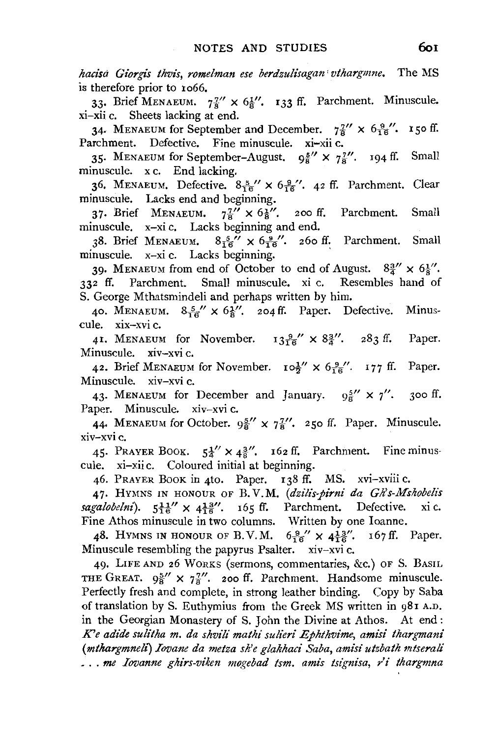*hacisà Giorgis thvis, romelman ese berdzulisagan vthargmne.* The MS is therefore prior to 1066.

33. Brief MENAEUM. $7\frac{7}{8}'' \times 6\frac{1}{8}''$. 133 ff. Parchment. Minuscule. xi–xii c. Sheets lacking at end.

34. MENAEUM for September and December. $7\frac{7}{8}'' \times 6\frac{9}{16}''$. 150 ff. Parchment. Defective. Fine minuscule. xi–xii c.

35. MENAEUM for September–August. $9\frac{5}{8}'' \times 7\frac{7}{8}''$. 194 ff. Small minuscule. x c. End lacking.

36. MENAEUM. Defective. $8\frac{5}{16}'' \times 6\frac{9}{16}''$. 42 ff. Parchment. Clear minuscule. Lacks end and beginning.

37. Brief MENAEUM. $7\frac{7}{8}'' \times 6\frac{1}{8}''$. 200 ff. Parchment. Small minuscule. x–xi c. Lacks beginning and end.

38. Brief MENAEUM. $8\frac{5}{16}'' \times 6\frac{9}{16}''$. 260 ff. Parchment. Small minuscule. x–xi c. Lacks beginning.

39. MENAEUM from end of October to end of August. $8\frac{3}{4}'' \times 6\frac{1}{8}''$. 332 ff. Parchment. Small minuscule. xi c. Resembles hand of S. George Mthatsmindeli and perhaps written by him.

40. MENAEUM. $8\frac{5}{16}'' \times 6\frac{1}{8}''$. 204 ff. Paper. Defective. Minuscule. xix–xvi c.

41. MENAEUM for November. $13\frac{9}{16}'' \times 8\frac{3}{4}''$. 283 ff. Paper. Minuscule. xiv–xvi c.

42. Brief MENAEUM for November. $10\frac{1}{2}'' \times 6\frac{9}{16}''$. 177 ff. Paper. Minuscule. xiv–xvi c.

43. MENAEUM for December and January. $9\frac{5}{8}'' \times 7''$. 300 ff. Paper. Minuscule. xiv–xvi c.

44. MENAEUM for October. $9\frac{5}{8}'' \times 7\frac{7}{8}''$. 250 ff. Paper. Minuscule. xiv–xvi c.

45. PRAYER BOOK. $5\frac{1}{4}'' \times 4\frac{3}{8}''$. 162 ff. Parchment. Fine minuscule. xi–xii c. Coloured initial at beginning.

46. PRAYER BOOK in 4to. Paper. 138 ff. MS. xvi–xviii c.

47. HYMNS IN HONOUR OF B.V.M. (*dzilis-pirni da Gh's-Mshobelis sagalobelni*). $5\frac{11}{16}'' \times 4\frac{13}{16}''$. 165 ff. Parchment. Defective. xi c. Fine Athos minuscule in two columns. Written by one Ioanne.

48. HYMNS IN HONOUR OF B.V.M. $6\frac{9}{16}'' \times 4\frac{13}{16}''$. 167 ff. Paper. Minuscule resembling the papyrus Psalter. xiv–xvi c.

49. LIFE AND 26 WORKS (sermons, commentaries, &c.) OF S. BASIL THE GREAT. $9\frac{5}{8}'' \times 7\frac{7}{8}''$. 200 ff. Parchment. Handsome minuscule. Perfectly fresh and complete, in strong leather binding. Copy by Saba of translation by S. Euthymius from the Greek MS written in 981 A.D. in the Georgian Monastery of S. John the Divine at Athos. At end: *K'e adide sulitha m. da shvili mathi sulieri Ephthvime, amisi thargmani (mthargmneli) Iovane da metza sh'e glakhaci Saba, amisi utzbath mtserali . . . me Iovanne ghirs-viken mogebad tsm. amis tsignisa, r'i thargmna*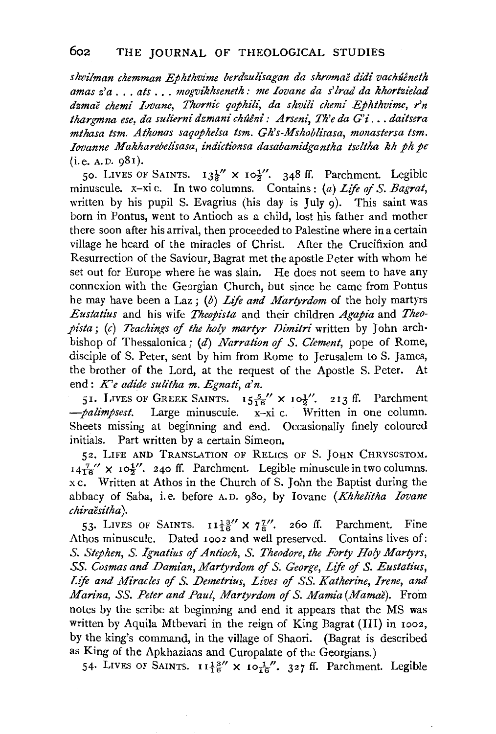*shvilman chemman Ephthvime berdzulisagan da shromaĕ didi vachûêneth amas z'a . . . ats . . . mogvikhseneth: me Iovane da s'lrad da khortzielad dzmaĕ chemi Iovane, Thornic qophili, da shvili chemi Ephthvime, r'n thargmna ese, da sulierni dzmani chûêni: Arseni, Th'e da G'i . . . daitsera mthasa tsm. Athonas saqophelsa tsm. Gh's-Mshoblisasa, monastersa tsm. Iovanne Makharebelisasa, indictionsa dasabamidgantha tseltha kh ph pe* (i.e. A.D. 981).

50. Lives of Saints. $13\frac{1}{8}'' \times 10\frac{1}{2}''$. 348 ff. Parchment. Legible minuscule. x–xi c. In two columns. Contains: (*a*) *Life of S. Bagrat*, written by his pupil S. Evagrius (his day is July 9). This saint was born in Pontus, went to Antioch as a child, lost his father and mother there soon after his arrival, then proceeded to Palestine where in a certain village he heard of the miracles of Christ. After the Crucifixion and Resurrection of the Saviour, Bagrat met the apostle Peter with whom he set out for Europe where he was slain. He does not seem to have any connexion with the Georgian Church, but since he came from Pontus he may have been a Laz; (*b*) *Life and Martyrdom* of the holy martyrs *Eustatius* and his wife *Theopista* and their children *Agapia* and *Theopista*; (*c*) *Teachings of the holy martyr Dimitri* written by John archbishop of Thessalonica; (*d*) *Narration of S. Clement*, pope of Rome, disciple of S. Peter, sent by him from Rome to Jerusalem to S. James, the brother of the Lord, at the request of the Apostle S. Peter. At end: *K'e adide sulitha m. Egnati, a'n.*

51. Lives of Greek Saints. $15\frac{5}{16}'' \times 10\frac{1}{2}''$. 213 ff. Parchment—*palimpsest*. Large minuscule. x–xi c. Written in one column. Sheets missing at beginning and end. Occasionally finely coloured initials. Part written by a certain Simeon.

52. Life and Translation of Relics of S. John Chrysostom. $14\frac{7}{16}'' \times 10\frac{1}{2}''$. 240 ff. Parchment. Legible minuscule in two columns. x c. Written at Athos in the Church of S. John the Baptist during the abbacy of Saba, i.e. before A.D. 980, by Iovane (*Khhelitha Iovane chiraĕsitha*).

53. Lives of Saints. $11\frac{13}{16}'' \times 7\frac{7}{8}''$. 260 ff. Parchment. Fine Athos minuscule. Dated 1002 and well preserved. Contains lives of: *S. Stephen, S. Ignatius of Antioch, S. Theodore, the Forty Holy Martyrs, SS. Cosmas and Damian, Martyrdom of S. George, Life of S. Eustatius, Life and Miracles of S. Demetrius, Lives of SS. Katherine, Irene, and Marina, SS. Peter and Paul, Martyrdom of S. Mamia* (*Mamaĕ*). From notes by the scribe at beginning and end it appears that the MS was written by Aquila Mtbevari in the reign of King Bagrat (III) in 1002, by the king's command, in the village of Shaori. (Bagrat is described as King of the Apkhazians and Curopalate of the Georgians.)

54. Lives of Saints. $11\frac{13}{16}'' \times 10\frac{1}{16}''$. 327 ff. Parchment. Legible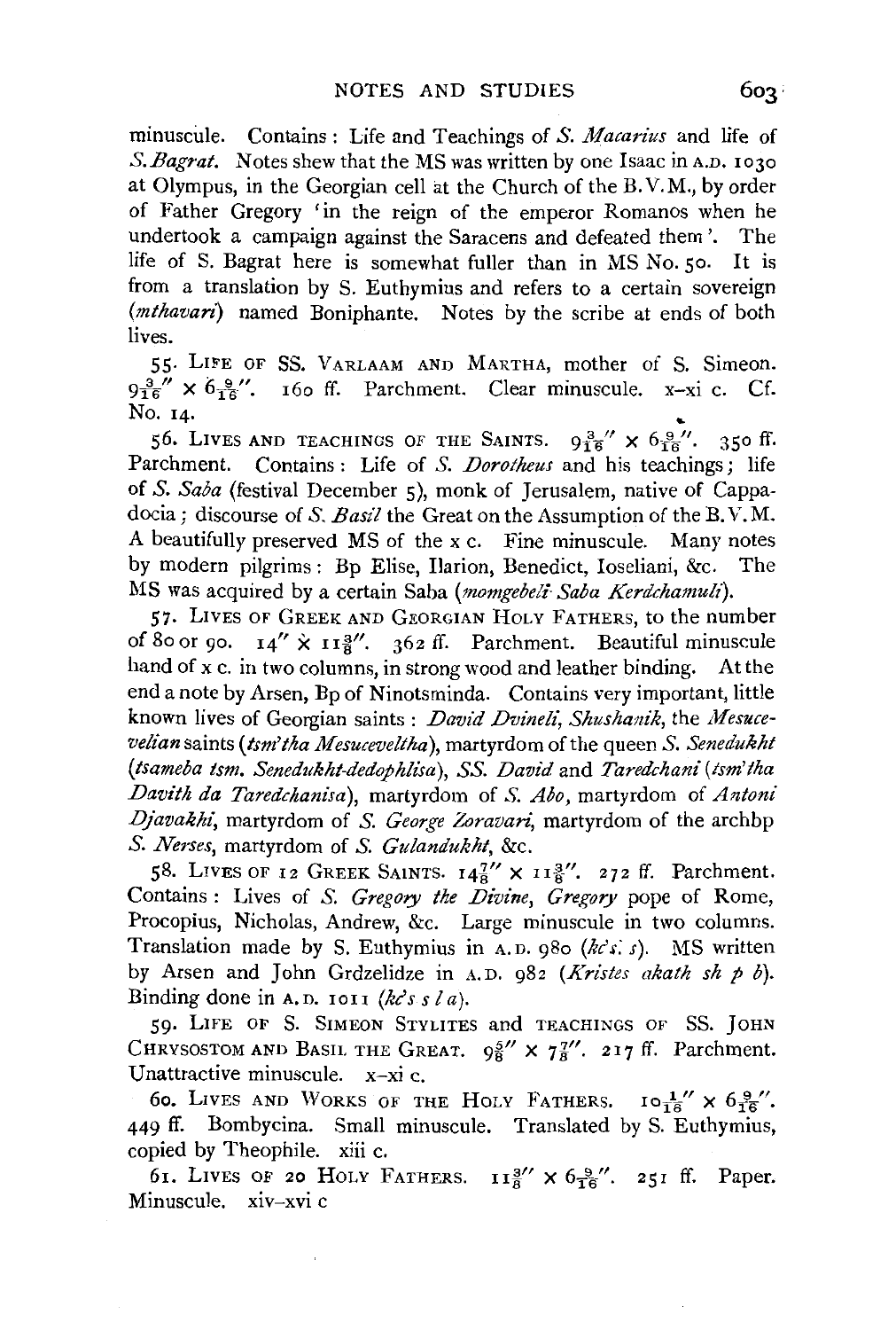minuscule. Contains: Life and Teachings of *S. Macarius* and life of *S. Bagrat*. Notes shew that the MS was written by one Isaac in A.D. 1030 at Olympus, in the Georgian cell at the Church of the B.V.M., by order of Father Gregory 'in the reign of the emperor Romanos when he undertook a campaign against the Saracens and defeated them'. The life of S. Bagrat here is somewhat fuller than in MS No. 50. It is from a translation by S. Euthymius and refers to a certain sovereign (*mthavari*) named Boniphante. Notes by the scribe at ends of both lives.

55. LIFE OF SS. VARLAAM AND MARTHA, mother of S. Simeon. $9\frac{3}{16}'' \times 6\frac{9}{16}''$. 160 ff. Parchment. Clear minuscule. x–xi c. Cf. No. 14.

56. LIVES AND TEACHINGS OF THE SAINTS. $9\frac{3}{16}'' \times 6\frac{9}{16}''$. 350 ff. Parchment. Contains: Life of *S. Dorotheus* and his teachings; life of *S. Saba* (festival December 5), monk of Jerusalem, native of Cappadocia; discourse of *S. Basil* the Great on the Assumption of the B.V.M. A beautifully preserved MS of the x c. Fine minuscule. Many notes by modern pilgrims: Bp Elise, Ilarion, Benedict, Ioseliani, &c. The MS was acquired by a certain Saba (*momgebeli Saba Kerdchamuli*).

57. LIVES OF GREEK AND GEORGIAN HOLY FATHERS, to the number of 80 or 90. $14'' \times 11\frac{3}{8}''$. 362 ff. Parchment. Beautiful minuscule hand of x c. in two columns, in strong wood and leather binding. At the end a note by Arsen, Bp of Ninotsminda. Contains very important, little known lives of Georgian saints: *David Dvineli*, *Shushanik*, the *Mesucevelian* saints (*tsm'tha Mesuceveltha*), martyrdom of the queen *S. Senedukht* (*tsameba tsm. Senedukht-dedophlisa*), *SS. David* and *Taredchani* (*tsm'tha Davith da Taredchanisa*), martyrdom of *S. Abo*, martyrdom of *Antoni Djavakhi*, martyrdom of *S. George Zoravari*, martyrdom of the archbp *S. Nerses*, martyrdom of *S. Gulandukht*, &c.

58. LIVES OF 12 GREEK SAINTS. $14\frac{7}{8}'' \times 11\frac{3}{8}''$. 272 ff. Parchment. Contains: Lives of *S. Gregory the Divine*, *Gregory* pope of Rome, Procopius, Nicholas, Andrew, &c. Large minuscule in two columns. Translation made by S. Euthymius in A.D. 980 (*kc's: s*). MS written by Arsen and John Grdzelidze in A.D. 982 (*Kristes akath sh p b*). Binding done in A.D. 1011 (*kc's s l a*).

59. LIFE OF S. SIMEON STYLITES and TEACHINGS OF SS. JOHN CHRYSOSTOM AND BASIL THE GREAT. $9\frac{5}{8}'' \times 7\frac{7}{8}''$. 217 ff. Parchment. Unattractive minuscule. x–xi c.

60. LIVES AND WORKS OF THE HOLY FATHERS. $10\frac{1}{16}'' \times 6\frac{9}{16}''$. 449 ff. Bombycina. Small minuscule. Translated by S. Euthymius, copied by Theophile. xiii c.

61. LIVES OF 20 HOLY FATHERS. $11\frac{3}{8}'' \times 6\frac{9}{16}''$. 251 ff. Paper. Minuscule. xiv–xvi c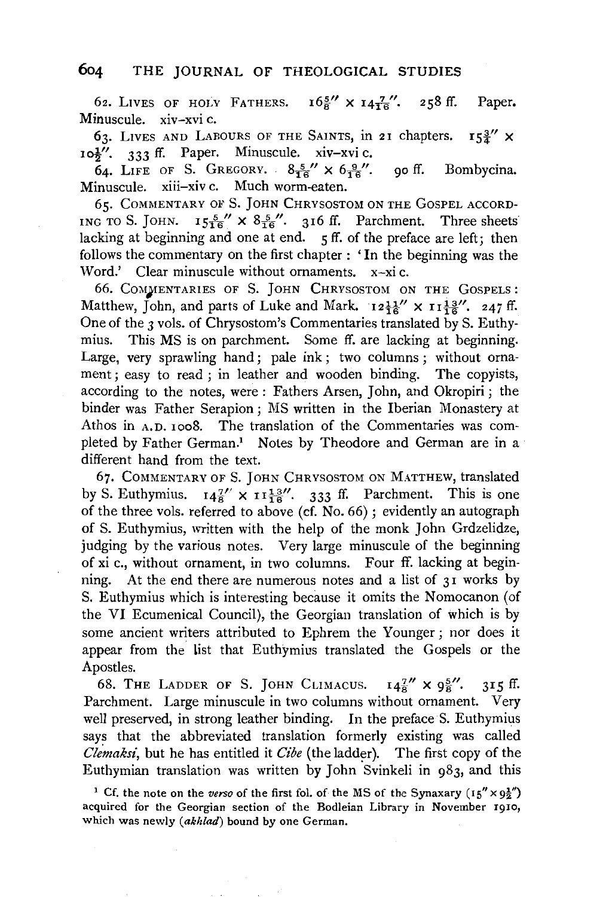62. Lives of Holy Fathers. $16\frac{5}{8}'' \times 14\frac{7}{16}''$. 258 ff. Paper. Minuscule. xiv–xvi c.

63. Lives and Labours of the Saints, in 21 chapters. $15\frac{3}{4}'' \times 10\frac{1}{2}''$. 333 ff. Paper. Minuscule. xiv–xvi c.

64. Life of S. Gregory. $8\frac{5}{16}'' \times 6\frac{9}{16}''$. 90 ff. Bombycina. Minuscule. xiii–xiv c. Much worm-eaten.

65. Commentary of S. John Chrysostom on the Gospel according to S. John. $15\frac{5}{16}'' \times 8\frac{5}{16}''$. 316 ff. Parchment. Three sheets lacking at beginning and one at end. 5 ff. of the preface are left; then follows the commentary on the first chapter: 'In the beginning was the Word.' Clear minuscule without ornaments. x–xi c.

66. Commentaries of S. John Chrysostom on the Gospels: Matthew, John, and parts of Luke and Mark. $12\frac{11}{16}'' \times 11\frac{13}{16}''$. 247 ff. One of the 3 vols. of Chrysostom's Commentaries translated by S. Euthymius. This MS is on parchment. Some ff. are lacking at beginning. Large, very sprawling hand; pale ink; two columns; without ornament; easy to read; in leather and wooden binding. The copyists, according to the notes, were: Fathers Arsen, John, and Okropiri; the binder was Father Serapion; MS written in the Iberian Monastery at Athos in A.D. 1008. The translation of the Commentaries was completed by Father German.[1] Notes by Theodore and German are in a different hand from the text.

67. Commentary of S. John Chrysostom on Matthew, translated by S. Euthymius. $14\frac{7}{8}'' \times 11\frac{13}{16}''$. 333 ff. Parchment. This is one of the three vols. referred to above (cf. No. 66); evidently an autograph of S. Euthymius, written with the help of the monk John Grdzelidze, judging by the various notes. Very large minuscule of the beginning of xi c., without ornament, in two columns. Four ff. lacking at beginning. At the end there are numerous notes and a list of 31 works by S. Euthymius which is interesting because it omits the Nomocanon (of the VI Ecumenical Council), the Georgian translation of which is by some ancient writers attributed to Ephrem the Younger; nor does it appear from the list that Euthymius translated the Gospels or the Apostles.

68. The Ladder of S. John Climacus. $14\frac{7}{8}'' \times 9\frac{5}{8}''$. 315 ff. Parchment. Large minuscule in two columns without ornament. Very well preserved, in strong leather binding. In the preface S. Euthymius says that the abbreviated translation formerly existing was called *Clemaksi*, but he has entitled it *Cibe* (the ladder). The first copy of the Euthymian translation was written by John Svinkeli in 983, and this

[1] Cf. the note on the *verso* of the first fol. of the MS of the Synaxary ($15'' \times 9\frac{1}{2}''$) acquired for the Georgian section of the Bodleian Library in November 1910, which was newly (*akhlad*) bound by one German.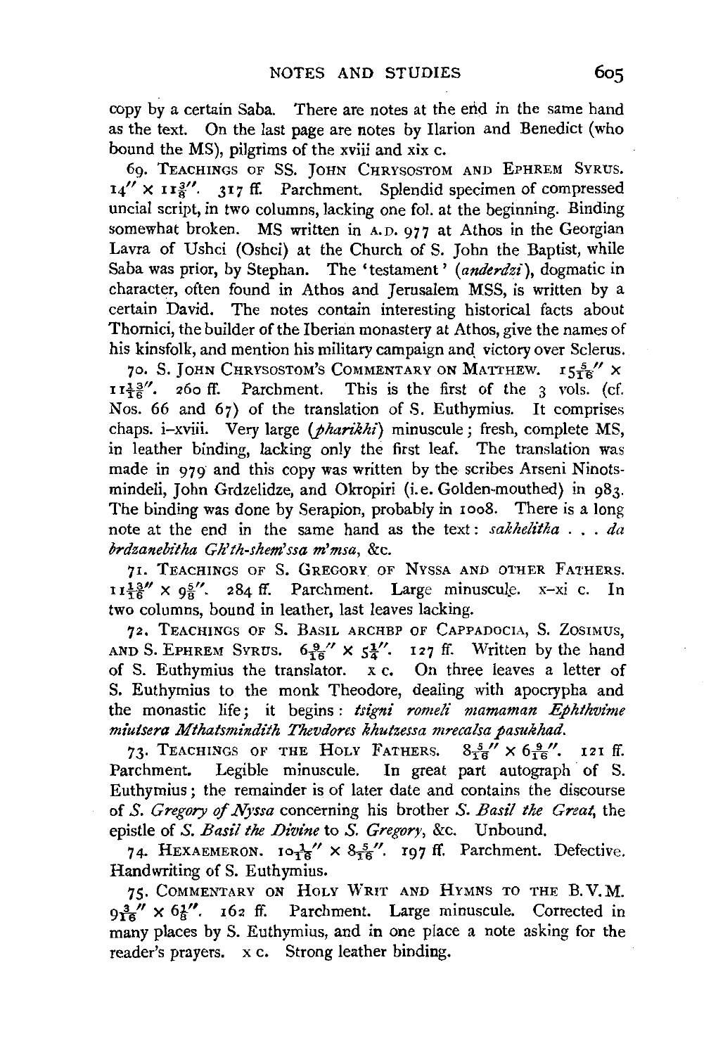copy by a certain Saba. There are notes at the end in the same hand as the text. On the last page are notes by Ilarion and Benedict (who bound the MS), pilgrims of the xviii and xix c.

69. Teachings of SS. John Chrysostom and Ephrem Syrus. $14'' \times 11\frac{3}{8}''$. 317 ff. Parchment. Splendid specimen of compressed uncial script, in two columns, lacking one fol. at the beginning. Binding somewhat broken. MS written in A.D. 977 at Athos in the Georgian Lavra of Ushci (Oshci) at the Church of S. John the Baptist, while Saba was prior, by Stephan. The 'testament' (*anderdzi*), dogmatic in character, often found in Athos and Jerusalem MSS, is written by a certain David. The notes contain interesting historical facts about Thornici, the builder of the Iberian monastery at Athos, give the names of his kinsfolk, and mention his military campaign and victory over Sclerus.

70. S. John Chrysostom's Commentary on Matthew. $15\frac{5}{16}'' \times 11\frac{13}{16}''$. 260 ff. Parchment. This is the first of the 3 vols. (cf. Nos. 66 and 67) of the translation of S. Euthymius. It comprises chaps. i–xviii. Very large (*pharikhi*) minuscule; fresh, complete MS, in leather binding, lacking only the first leaf. The translation was made in 979 and this copy was written by the scribes Arseni Ninotsmindeli, John Grdzelidze, and Okropiri (i.e. Golden-mouthed) in 983. The binding was done by Serapion, probably in 1008. There is a long note at the end in the same hand as the text: *sakhelitha . . . da brdzanebitha Gh'th-shem'ssa m'msa*, &c.

71. Teachings of S. Gregory of Nyssa and other Fathers. $11\frac{13}{16}'' \times 9\frac{5}{8}''$. 284 ff. Parchment. Large minuscule. x–xi c. In two columns, bound in leather, last leaves lacking.

72. Teachings of S. Basil archbp of Cappadocia, S. Zosimus, and S. Ephrem Syrus. $6\frac{9}{16}'' \times 5\frac{1}{4}''$. 127 ff. Written by the hand of S. Euthymius the translator. x c. On three leaves a letter of S. Euthymius to the monk Theodore, dealing with apocrypha and the monastic life; it begins: *tsigni romeli mamaman Ephthvime miutsera Mthatsmindith Thevdores khutzessa mrecalsa pasukhad.*

73. Teachings of the Holy Fathers. $8\frac{5}{16}'' \times 6\frac{9}{16}''$. 121 ff. Parchment. Legible minuscule. In great part autograph of S. Euthymius; the remainder is of later date and contains the discourse of *S. Gregory of Nyssa* concerning his brother *S. Basil the Great*, the epistle of *S. Basil the Divine* to *S. Gregory*, &c. Unbound.

74. Hexaemeron. $10\frac{1}{16}'' \times 8\frac{5}{16}''$. 197 ff. Parchment. Defective. Handwriting of S. Euthymius.

75. Commentary on Holy Writ and Hymns to the B.V.M. $9\frac{3}{16}'' \times 6\frac{1}{8}''$. 162 ff. Parchment. Large minuscule. Corrected in many places by S. Euthymius, and in one place a note asking for the reader's prayers. x c. Strong leather binding.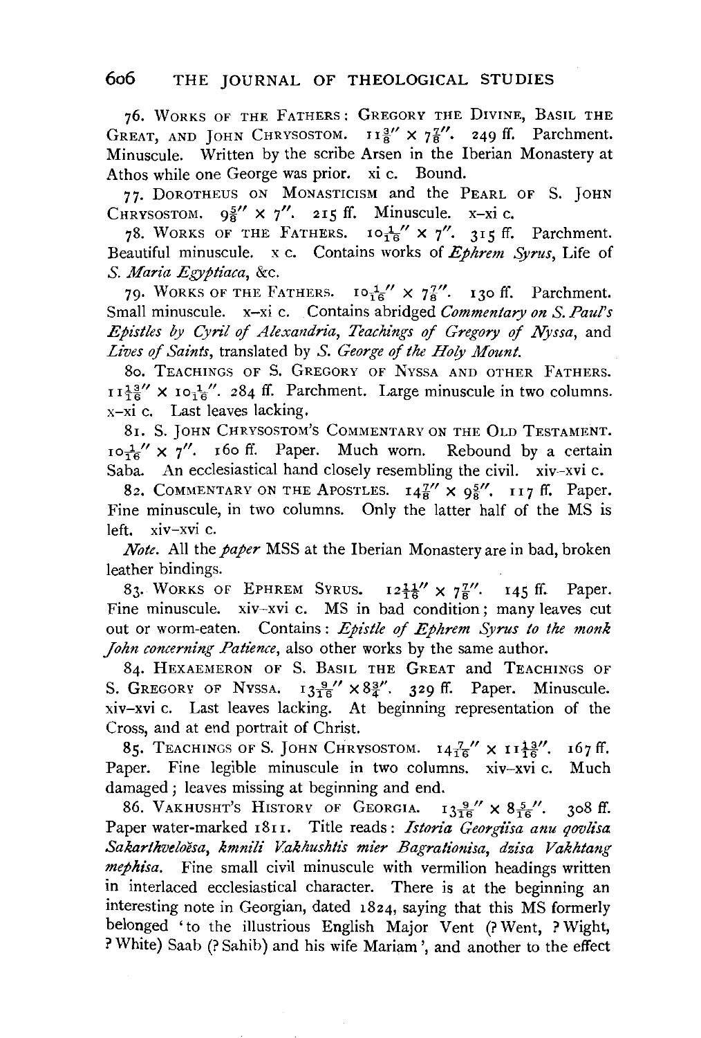76. Works of the Fathers: Gregory the Divine, Basil the Great, and John Chrysostom. $11\frac{3}{8}'' \times 7\frac{7}{8}''$. 249 ff. Parchment. Minuscule. Written by the scribe Arsen in the Iberian Monastery at Athos while one George was prior. xi c. Bound.

77. Dorotheus on Monasticism and the Pearl of S. John Chrysostom. $9\frac{5}{8}'' \times 7''$. 215 ff. Minuscule. x–xi c.

78. Works of the Fathers. $10\frac{1}{16}'' \times 7''$. 315 ff. Parchment. Beautiful minuscule. x c. Contains works of *Ephrem Syrus*, Life of *S. Maria Egyptiaca*, &c.

79. Works of the Fathers. $10\frac{1}{16}'' \times 7\frac{7}{8}''$. 130 ff. Parchment. Small minuscule. x–xi c. Contains abridged *Commentary on S. Paul's Epistles by Cyril of Alexandria*, *Teachings of Gregory of Nyssa*, and *Lives of Saints*, translated by *S. George of the Holy Mount*.

80. Teachings of S. Gregory of Nyssa and other Fathers. $11\frac{13}{16}'' \times 10\frac{1}{16}''$. 284 ff. Parchment. Large minuscule in two columns. x–xi c. Last leaves lacking.

81. S. John Chrysostom's Commentary on the Old Testament. $10\frac{1}{16}'' \times 7''$. 160 ff. Paper. Much worn. Rebound by a certain Saba. An ecclesiastical hand closely resembling the civil. xiv–xvi c.

82. Commentary on the Apostles. $14\frac{7}{8}'' \times 9\frac{5}{8}''$. 117 ff. Paper. Fine minuscule, in two columns. Only the latter half of the MS is left. xiv–xvi c.

*Note.* All the *paper* MSS at the Iberian Monastery are in bad, broken leather bindings.

83. Works of Ephrem Syrus. $12\frac{11}{16}'' \times 7\frac{7}{8}''$. 145 ff. Paper. Fine minuscule. xiv–xvi c. MS in bad condition; many leaves cut out or worm-eaten. Contains: *Epistle of Ephrem Syrus to the monk John concerning Patience*, also other works by the same author.

84. Hexaemeron of S. Basil the Great and Teachings of S. Gregory of Nyssa. $13\frac{9}{16}'' \times 8\frac{3}{4}''$. 329 ff. Paper. Minuscule. xiv–xvi c. Last leaves lacking. At beginning representation of the Cross, and at end portrait of Christ.

85. Teachings of S. John Chrysostom. $14\frac{7}{16}'' \times 11\frac{13}{16}''$. 167 ff. Paper. Fine legible minuscule in two columns. xiv–xvi c. Much damaged; leaves missing at beginning and end.

86. Vakhusht's History of Georgia. $13\frac{9}{16}'' \times 8\frac{5}{16}''$. 308 ff. Paper water-marked 1811. Title reads: *Istoria Georgiisa anu qovlisa Sakarthveloësa, kmnili Vakhushtis mier Bagrationisa, dzisa Vakhtang mephisa.* Fine small civil minuscule with vermilion headings written in interlaced ecclesiastical character. There is at the beginning an interesting note in Georgian, dated 1824, saying that this MS formerly belonged 'to the illustrious English Major Vent (? Went, ? Wight, ? White) Saab (? Sahib) and his wife Mariam', and another to the effect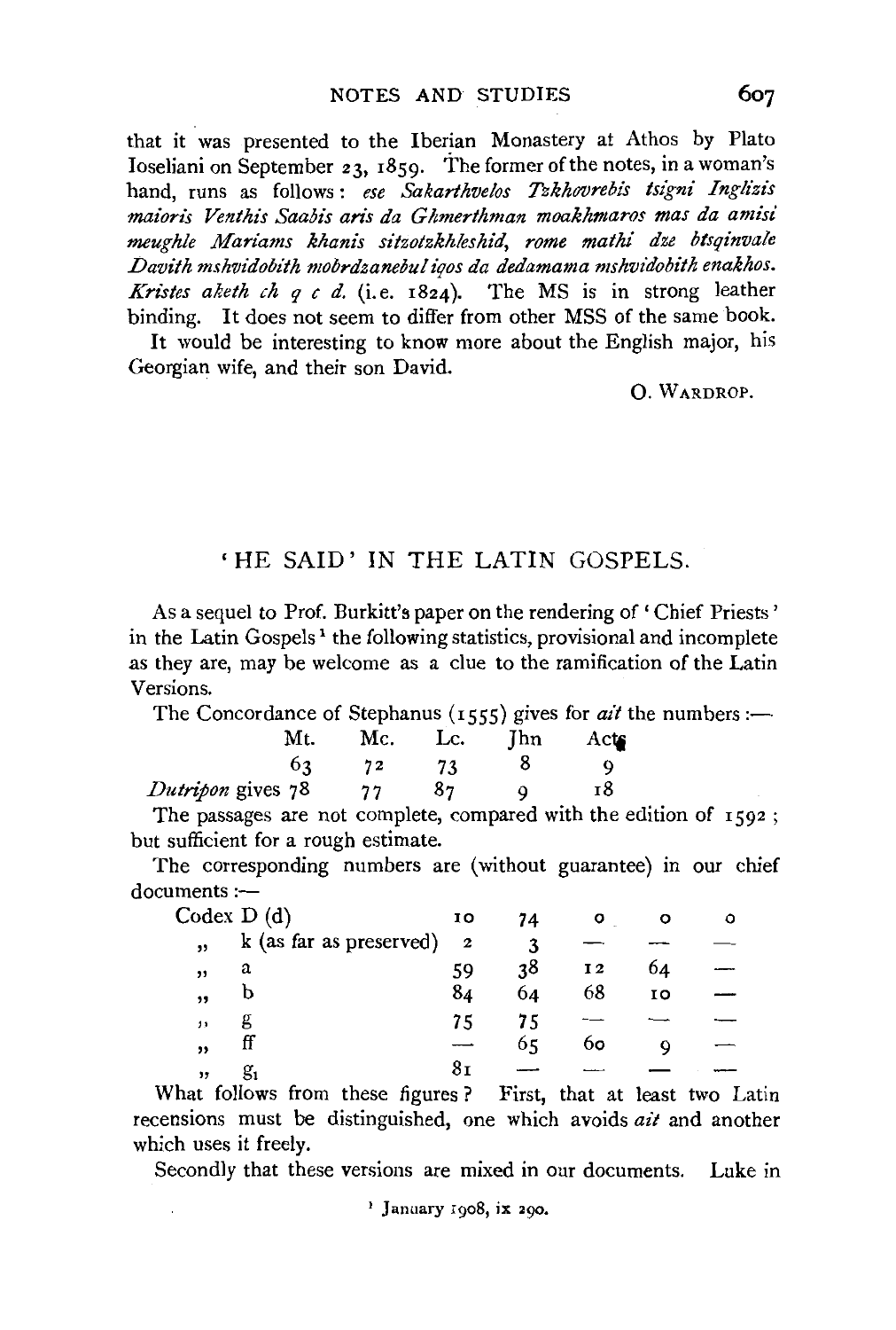that it was presented to the Iberian Monastery at Athos by Plato Ioseliani on September 23, 1859. The former of the notes, in a woman's hand, runs as follows: *ese Sakarthvelos Tzkhovrebis tsigni Inglizis maioris Venthis Saabis aris da Ghmerthman moakhmaros mas da amisi meughle Mariams khanis sitzotzkhleshid, rome mathi dze btsqinvale Davith mshvidobith mobrdzanebul iqos da dedamama mshvidobith enakhos. Kristes aketh ch q c d.* (i.e. 1824). The MS is in strong leather binding. It does not seem to differ from other MSS of the same book.

It would be interesting to know more about the English major, his Georgian wife, and their son David.

O. WARDROP.

## 'HE SAID' IN THE LATIN GOSPELS.

As a sequel to Prof. Burkitt's paper on the rendering of 'Chief Priests' in the Latin Gospels[1] the following statistics, provisional and incomplete as they are, may be welcome as a clue to the ramification of the Latin Versions.

The Concordance of Stephanus (1555) gives for *ait* the numbers :—

| | Mt. | Mc. | Lc. | Jhn | Acts |
|---|---|---|---|---|---|
| | 63 | 72 | 73 | 8 | 9 |
| *Dutripon* gives | 78 | 77 | 87 | 9 | 18 |

The passages are not complete, compared with the edition of 1592; but sufficient for a rough estimate.

The corresponding numbers are (without guarantee) in our chief documents :—

| | | | | | |
|---|---|---|---|---|---|
| Codex D (d) | 10 | 74 | 0 | 0 | 0 |
| „ k (as far as preserved) | 2 | 3 | — | — | — |
| „ a | 59 | 38 | 12 | 64 | — |
| „ b | 84 | 64 | 68 | 10 | — |
| „ g | 75 | 75 | — | — | — |
| „ ff | — | 65 | 60 | 9 | — |
| „ $g_1$ | 81 | — | — | — | — |

What follows from these figures? First, that at least two Latin recensions must be distinguished, one which avoids *ait* and another which uses it freely.

Secondly that these versions are mixed in our documents. Luke in

[1] January 1908, ix 290.